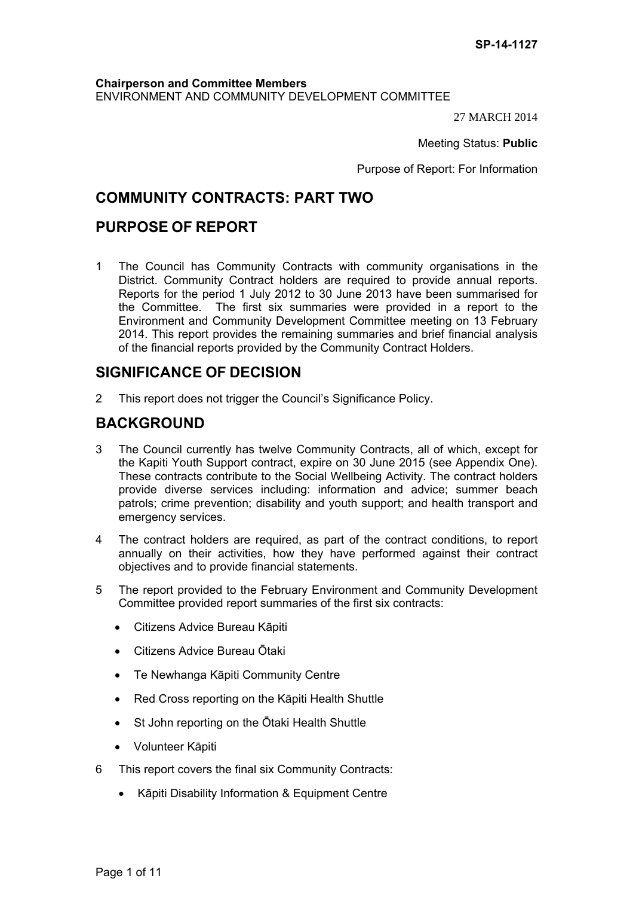**SP-14-1127**

**Chairperson and Committee Members**
ENVIRONMENT AND COMMUNITY DEVELOPMENT COMMITTEE

27 MARCH 2014

Meeting Status: **Public**

Purpose of Report: For Information

# COMMUNITY CONTRACTS: PART TWO

## PURPOSE OF REPORT

1 The Council has Community Contracts with community organisations in the District. Community Contract holders are required to provide annual reports. Reports for the period 1 July 2012 to 30 June 2013 have been summarised for the Committee. The first six summaries were provided in a report to the Environment and Community Development Committee meeting on 13 February 2014. This report provides the remaining summaries and brief financial analysis of the financial reports provided by the Community Contract Holders.

## SIGNIFICANCE OF DECISION

2 This report does not trigger the Council's Significance Policy.

## BACKGROUND

3 The Council currently has twelve Community Contracts, all of which, except for the Kapiti Youth Support contract, expire on 30 June 2015 (see Appendix One). These contracts contribute to the Social Wellbeing Activity. The contract holders provide diverse services including: information and advice; summer beach patrols; crime prevention; disability and youth support; and health transport and emergency services.

4 The contract holders are required, as part of the contract conditions, to report annually on their activities, how they have performed against their contract objectives and to provide financial statements.

5 The report provided to the February Environment and Community Development Committee provided report summaries of the first six contracts:

- Citizens Advice Bureau Kāpiti
- Citizens Advice Bureau Ōtaki
- Te Newhanga Kāpiti Community Centre
- Red Cross reporting on the Kāpiti Health Shuttle
- St John reporting on the Ōtaki Health Shuttle
- Volunteer Kāpiti

6 This report covers the final six Community Contracts:

- Kāpiti Disability Information & Equipment Centre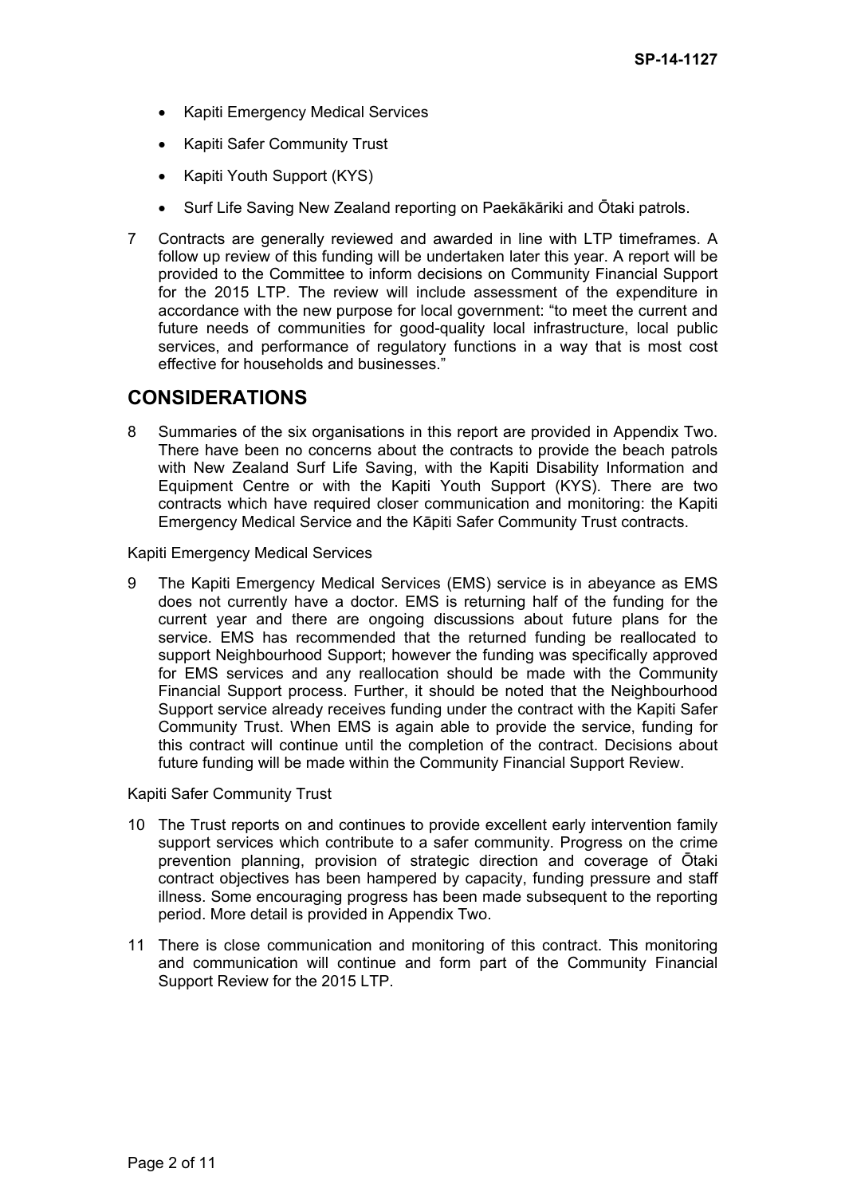- Kapiti Emergency Medical Services
- Kapiti Safer Community Trust
- Kapiti Youth Support (KYS)
- Surf Life Saving New Zealand reporting on Paekākāriki and Ōtaki patrols.

7 Contracts are generally reviewed and awarded in line with LTP timeframes. A follow up review of this funding will be undertaken later this year. A report will be provided to the Committee to inform decisions on Community Financial Support for the 2015 LTP. The review will include assessment of the expenditure in accordance with the new purpose for local government: "to meet the current and future needs of communities for good-quality local infrastructure, local public services, and performance of regulatory functions in a way that is most cost effective for households and businesses."

## CONSIDERATIONS

8 Summaries of the six organisations in this report are provided in Appendix Two. There have been no concerns about the contracts to provide the beach patrols with New Zealand Surf Life Saving, with the Kapiti Disability Information and Equipment Centre or with the Kapiti Youth Support (KYS). There are two contracts which have required closer communication and monitoring: the Kapiti Emergency Medical Service and the Kāpiti Safer Community Trust contracts.

Kapiti Emergency Medical Services

9 The Kapiti Emergency Medical Services (EMS) service is in abeyance as EMS does not currently have a doctor. EMS is returning half of the funding for the current year and there are ongoing discussions about future plans for the service. EMS has recommended that the returned funding be reallocated to support Neighbourhood Support; however the funding was specifically approved for EMS services and any reallocation should be made with the Community Financial Support process. Further, it should be noted that the Neighbourhood Support service already receives funding under the contract with the Kapiti Safer Community Trust. When EMS is again able to provide the service, funding for this contract will continue until the completion of the contract. Decisions about future funding will be made within the Community Financial Support Review.

Kapiti Safer Community Trust

10 The Trust reports on and continues to provide excellent early intervention family support services which contribute to a safer community. Progress on the crime prevention planning, provision of strategic direction and coverage of Ōtaki contract objectives has been hampered by capacity, funding pressure and staff illness. Some encouraging progress has been made subsequent to the reporting period. More detail is provided in Appendix Two.

11 There is close communication and monitoring of this contract. This monitoring and communication will continue and form part of the Community Financial Support Review for the 2015 LTP.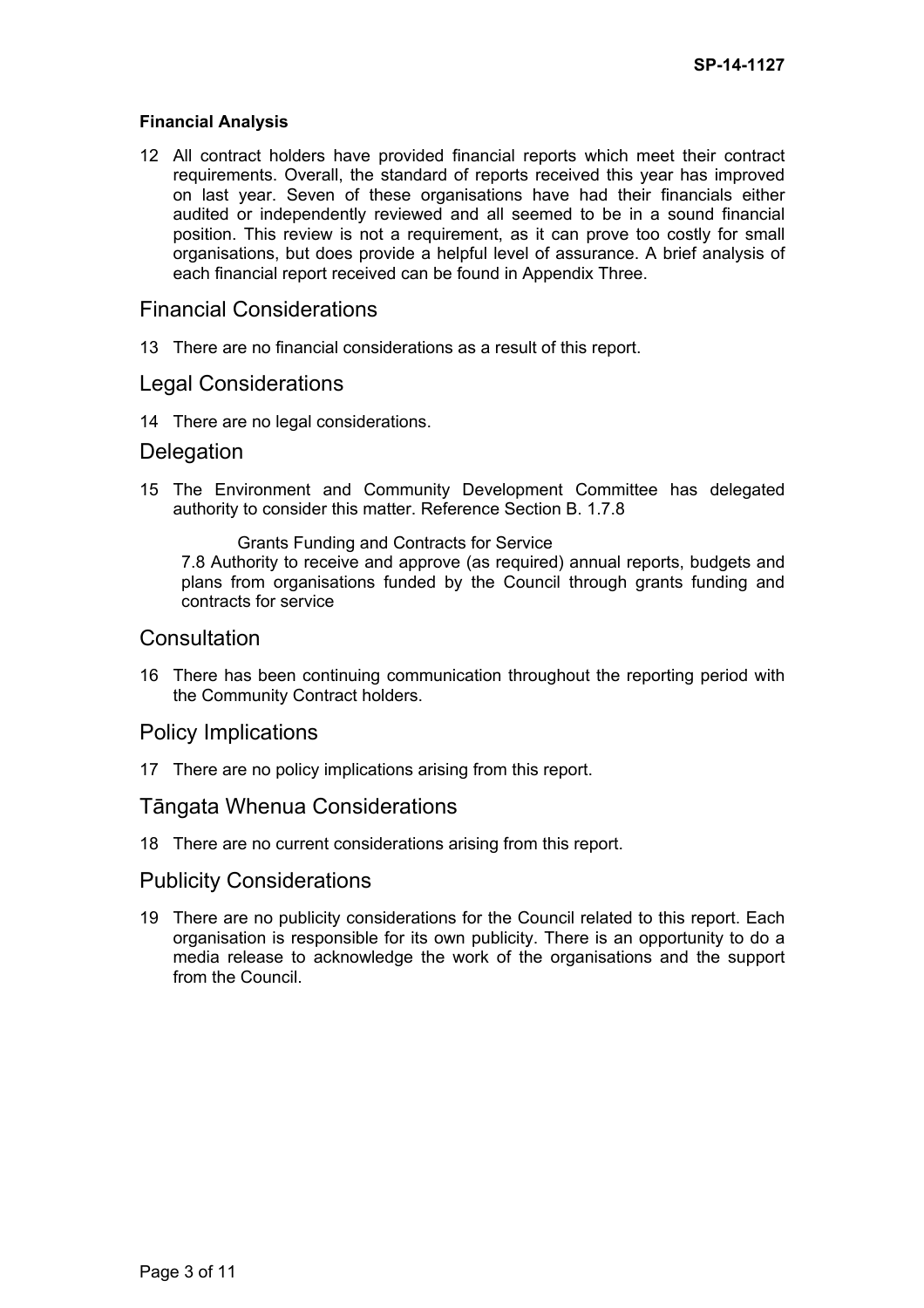**Financial Analysis**

12 All contract holders have provided financial reports which meet their contract requirements. Overall, the standard of reports received this year has improved on last year. Seven of these organisations have had their financials either audited or independently reviewed and all seemed to be in a sound financial position. This review is not a requirement, as it can prove too costly for small organisations, but does provide a helpful level of assurance. A brief analysis of each financial report received can be found in Appendix Three.

## Financial Considerations

13 There are no financial considerations as a result of this report.

## Legal Considerations

14 There are no legal considerations.

## Delegation

15 The Environment and Community Development Committee has delegated authority to consider this matter. Reference Section B. 1.7.8

Grants Funding and Contracts for Service

7.8 Authority to receive and approve (as required) annual reports, budgets and plans from organisations funded by the Council through grants funding and contracts for service

## Consultation

16 There has been continuing communication throughout the reporting period with the Community Contract holders.

## Policy Implications

17 There are no policy implications arising from this report.

## Tāngata Whenua Considerations

18 There are no current considerations arising from this report.

## Publicity Considerations

19 There are no publicity considerations for the Council related to this report. Each organisation is responsible for its own publicity. There is an opportunity to do a media release to acknowledge the work of the organisations and the support from the Council.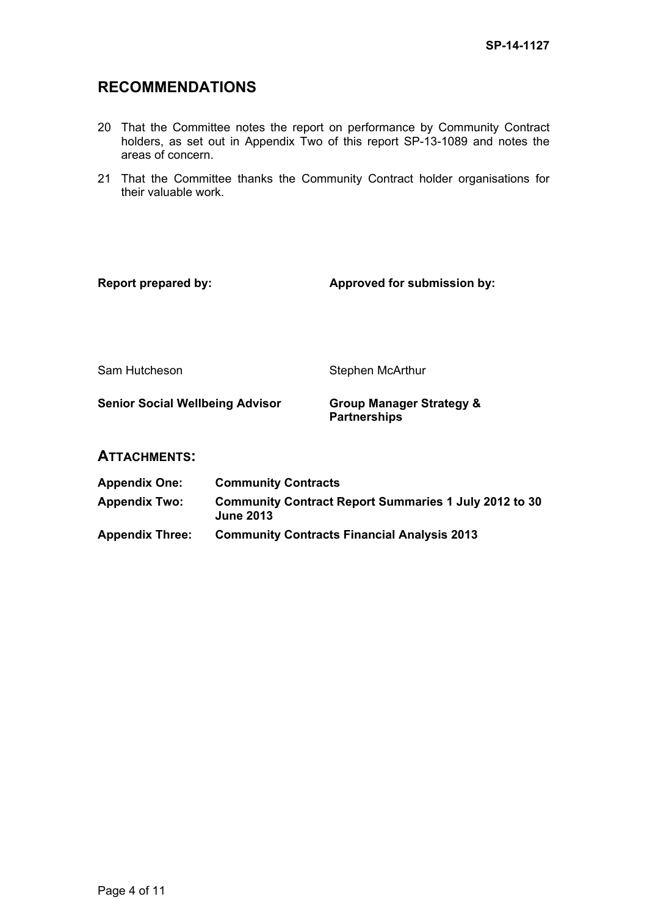## RECOMMENDATIONS

20 That the Committee notes the report on performance by Community Contract holders, as set out in Appendix Two of this report SP-13-1089 and notes the areas of concern.

21 That the Committee thanks the Community Contract holder organisations for their valuable work.

| **Report prepared by:** | **Approved for submission by:** |
|---|---|
| Sam Hutcheson | Stephen McArthur |
| **Senior Social Wellbeing Advisor** | **Group Manager Strategy & Partnerships** |

## ATTACHMENTS:

| | |
|---|---|
| **Appendix One:** | **Community Contracts** |
| **Appendix Two:** | **Community Contract Report Summaries 1 July 2012 to 30 June 2013** |
| **Appendix Three:** | **Community Contracts Financial Analysis 2013** |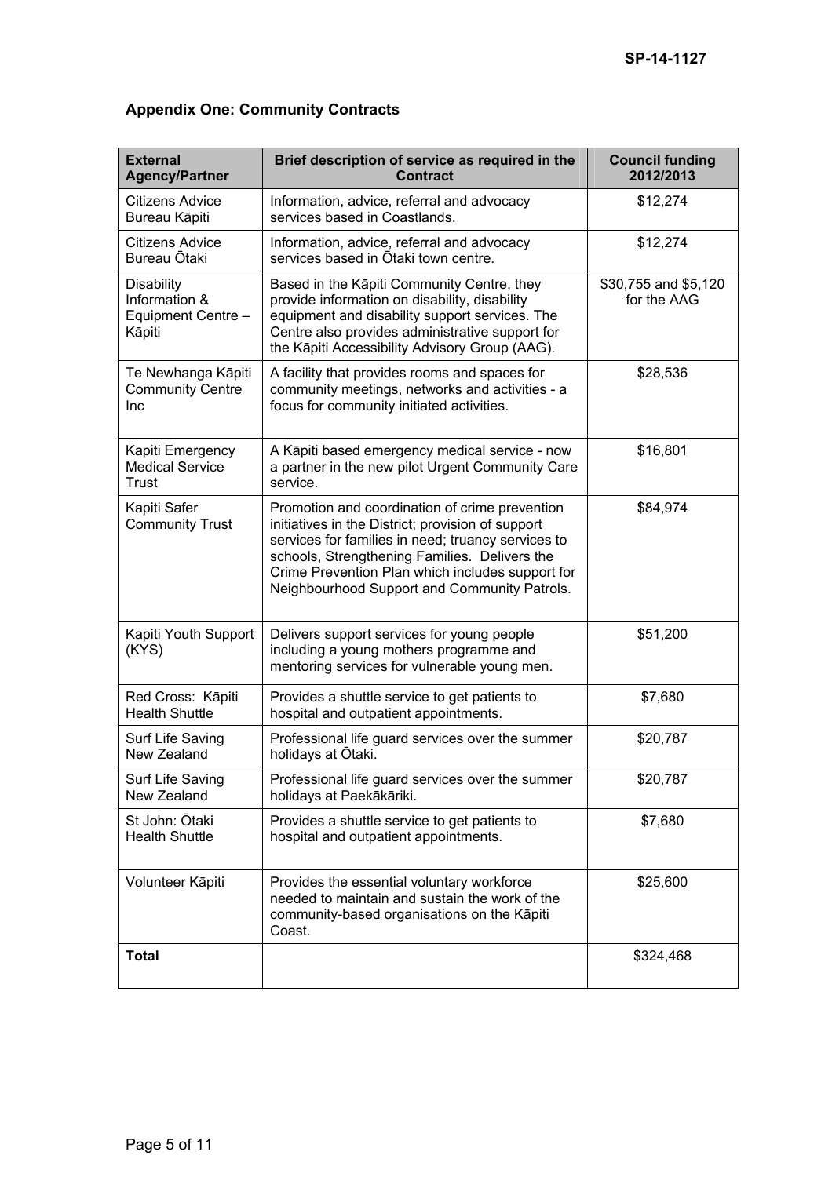### Appendix One: Community Contracts

| External Agency/Partner | Brief description of service as required in the Contract | Council funding 2012/2013 |
|---|---|---|
| Citizens Advice Bureau Kāpiti | Information, advice, referral and advocacy services based in Coastlands. | $12,274 |
| Citizens Advice Bureau Ōtaki | Information, advice, referral and advocacy services based in Ōtaki town centre. | $12,274 |
| Disability Information & Equipment Centre – Kāpiti | Based in the Kāpiti Community Centre, they provide information on disability, disability equipment and disability support services. The Centre also provides administrative support for the Kāpiti Accessibility Advisory Group (AAG). | $30,755 and $5,120 for the AAG |
| Te Newhanga Kāpiti Community Centre Inc | A facility that provides rooms and spaces for community meetings, networks and activities - a focus for community initiated activities. | $28,536 |
| Kapiti Emergency Medical Service Trust | A Kāpiti based emergency medical service - now a partner in the new pilot Urgent Community Care service. | $16,801 |
| Kapiti Safer Community Trust | Promotion and coordination of crime prevention initiatives in the District; provision of support services for families in need; truancy services to schools, Strengthening Families. Delivers the Crime Prevention Plan which includes support for Neighbourhood Support and Community Patrols. | $84,974 |
| Kapiti Youth Support (KYS) | Delivers support services for young people including a young mothers programme and mentoring services for vulnerable young men. | $51,200 |
| Red Cross: Kāpiti Health Shuttle | Provides a shuttle service to get patients to hospital and outpatient appointments. | $7,680 |
| Surf Life Saving New Zealand | Professional life guard services over the summer holidays at Ōtaki. | $20,787 |
| Surf Life Saving New Zealand | Professional life guard services over the summer holidays at Paekākāriki. | $20,787 |
| St John: Ōtaki Health Shuttle | Provides a shuttle service to get patients to hospital and outpatient appointments. | $7,680 |
| Volunteer Kāpiti | Provides the essential voluntary workforce needed to maintain and sustain the work of the community-based organisations on the Kāpiti Coast. | $25,600 |
| **Total** | | $324,468 |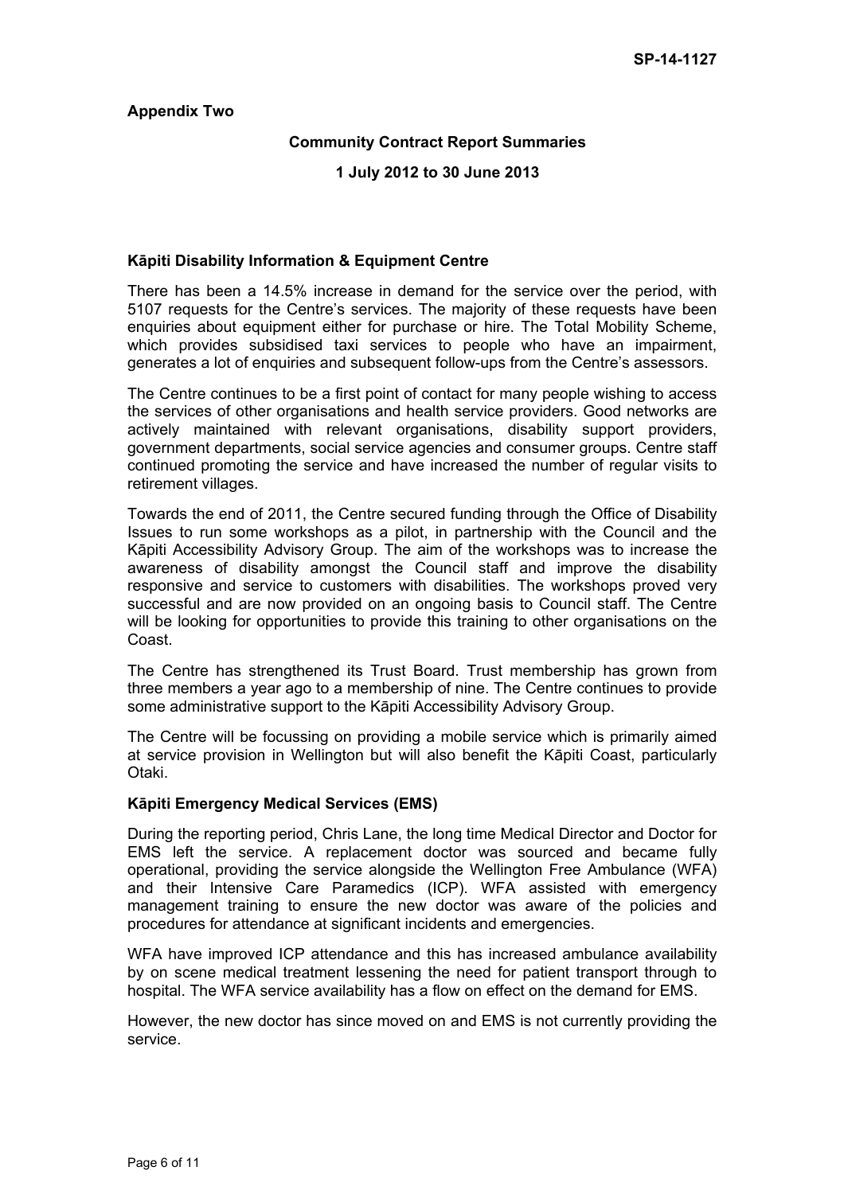**Appendix Two**

**Community Contract Report Summaries**

**1 July 2012 to 30 June 2013**

**Kāpiti Disability Information & Equipment Centre**

There has been a 14.5% increase in demand for the service over the period, with 5107 requests for the Centre's services. The majority of these requests have been enquiries about equipment either for purchase or hire. The Total Mobility Scheme, which provides subsidised taxi services to people who have an impairment, generates a lot of enquiries and subsequent follow-ups from the Centre's assessors.

The Centre continues to be a first point of contact for many people wishing to access the services of other organisations and health service providers. Good networks are actively maintained with relevant organisations, disability support providers, government departments, social service agencies and consumer groups. Centre staff continued promoting the service and have increased the number of regular visits to retirement villages.

Towards the end of 2011, the Centre secured funding through the Office of Disability Issues to run some workshops as a pilot, in partnership with the Council and the Kāpiti Accessibility Advisory Group. The aim of the workshops was to increase the awareness of disability amongst the Council staff and improve the disability responsive and service to customers with disabilities. The workshops proved very successful and are now provided on an ongoing basis to Council staff. The Centre will be looking for opportunities to provide this training to other organisations on the Coast.

The Centre has strengthened its Trust Board. Trust membership has grown from three members a year ago to a membership of nine. The Centre continues to provide some administrative support to the Kāpiti Accessibility Advisory Group.

The Centre will be focussing on providing a mobile service which is primarily aimed at service provision in Wellington but will also benefit the Kāpiti Coast, particularly Otaki.

**Kāpiti Emergency Medical Services (EMS)**

During the reporting period, Chris Lane, the long time Medical Director and Doctor for EMS left the service. A replacement doctor was sourced and became fully operational, providing the service alongside the Wellington Free Ambulance (WFA) and their Intensive Care Paramedics (ICP). WFA assisted with emergency management training to ensure the new doctor was aware of the policies and procedures for attendance at significant incidents and emergencies.

WFA have improved ICP attendance and this has increased ambulance availability by on scene medical treatment lessening the need for patient transport through to hospital. The WFA service availability has a flow on effect on the demand for EMS.

However, the new doctor has since moved on and EMS is not currently providing the service.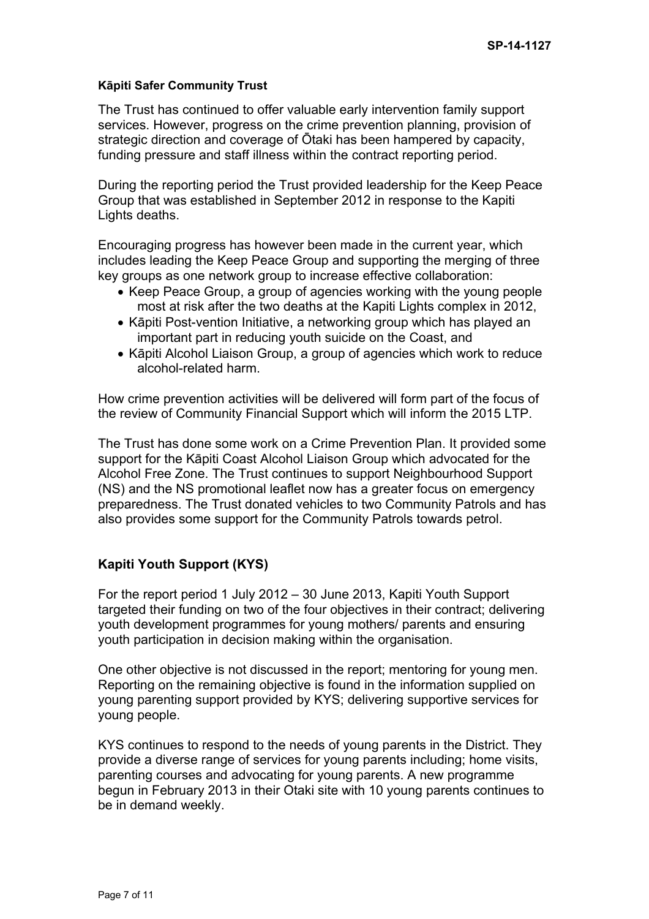**Kāpiti Safer Community Trust**

The Trust has continued to offer valuable early intervention family support services. However, progress on the crime prevention planning, provision of strategic direction and coverage of Ōtaki has been hampered by capacity, funding pressure and staff illness within the contract reporting period.

During the reporting period the Trust provided leadership for the Keep Peace Group that was established in September 2012 in response to the Kapiti Lights deaths.

Encouraging progress has however been made in the current year, which includes leading the Keep Peace Group and supporting the merging of three key groups as one network group to increase effective collaboration:

- Keep Peace Group, a group of agencies working with the young people most at risk after the two deaths at the Kapiti Lights complex in 2012,
- Kāpiti Post-vention Initiative, a networking group which has played an important part in reducing youth suicide on the Coast, and
- Kāpiti Alcohol Liaison Group, a group of agencies which work to reduce alcohol-related harm.

How crime prevention activities will be delivered will form part of the focus of the review of Community Financial Support which will inform the 2015 LTP.

The Trust has done some work on a Crime Prevention Plan. It provided some support for the Kāpiti Coast Alcohol Liaison Group which advocated for the Alcohol Free Zone. The Trust continues to support Neighbourhood Support (NS) and the NS promotional leaflet now has a greater focus on emergency preparedness. The Trust donated vehicles to two Community Patrols and has also provides some support for the Community Patrols towards petrol.

**Kapiti Youth Support (KYS)**

For the report period 1 July 2012 – 30 June 2013, Kapiti Youth Support targeted their funding on two of the four objectives in their contract; delivering youth development programmes for young mothers/ parents and ensuring youth participation in decision making within the organisation.

One other objective is not discussed in the report; mentoring for young men. Reporting on the remaining objective is found in the information supplied on young parenting support provided by KYS; delivering supportive services for young people.

KYS continues to respond to the needs of young parents in the District. They provide a diverse range of services for young parents including; home visits, parenting courses and advocating for young parents. A new programme begun in February 2013 in their Otaki site with 10 young parents continues to be in demand weekly.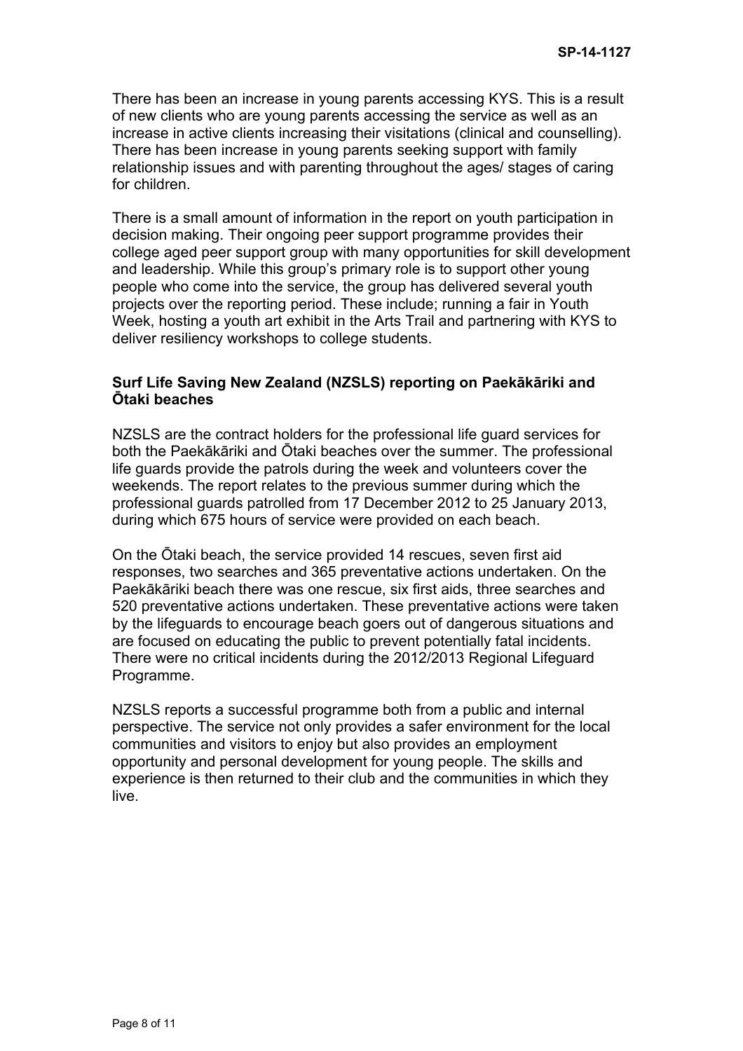There has been an increase in young parents accessing KYS. This is a result of new clients who are young parents accessing the service as well as an increase in active clients increasing their visitations (clinical and counselling). There has been increase in young parents seeking support with family relationship issues and with parenting throughout the ages/ stages of caring for children.

There is a small amount of information in the report on youth participation in decision making. Their ongoing peer support programme provides their college aged peer support group with many opportunities for skill development and leadership. While this group's primary role is to support other young people who come into the service, the group has delivered several youth projects over the reporting period. These include; running a fair in Youth Week, hosting a youth art exhibit in the Arts Trail and partnering with KYS to deliver resiliency workshops to college students.

**Surf Life Saving New Zealand (NZSLS) reporting on Paekākāriki and Ōtaki beaches**

NZSLS are the contract holders for the professional life guard services for both the Paekākāriki and Ōtaki beaches over the summer. The professional life guards provide the patrols during the week and volunteers cover the weekends. The report relates to the previous summer during which the professional guards patrolled from 17 December 2012 to 25 January 2013, during which 675 hours of service were provided on each beach.

On the Ōtaki beach, the service provided 14 rescues, seven first aid responses, two searches and 365 preventative actions undertaken. On the Paekākāriki beach there was one rescue, six first aids, three searches and 520 preventative actions undertaken. These preventative actions were taken by the lifeguards to encourage beach goers out of dangerous situations and are focused on educating the public to prevent potentially fatal incidents. There were no critical incidents during the 2012/2013 Regional Lifeguard Programme.

NZSLS reports a successful programme both from a public and internal perspective. The service not only provides a safer environment for the local communities and visitors to enjoy but also provides an employment opportunity and personal development for young people. The skills and experience is then returned to their club and the communities in which they live.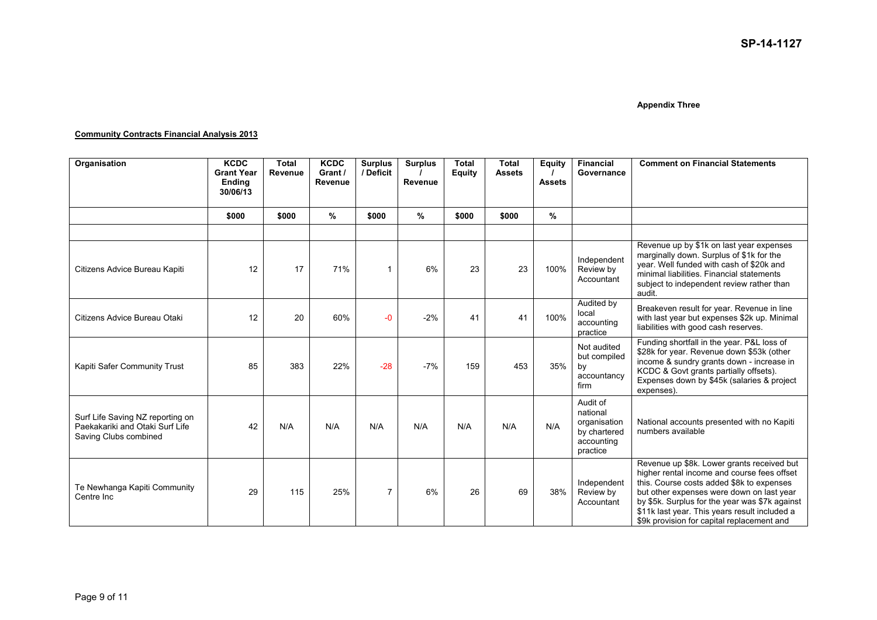SP-14-1127

**Appendix Three**

**Community Contracts Financial Analysis 2013**

| Organisation | KCDC Grant Year Ending 30/06/13 | Total Revenue | KCDC Grant / Revenue | Surplus / Deficit | Surplus / Revenue | Total Equity | Total Assets | Equity / Assets | Financial Governance | Comment on Financial Statements |
|---|---|---|---|---|---|---|---|---|---|---|
| | $000 | $000 | % | $000 | % | $000 | $000 | % | | |
| | | | | | | | | | | |
| Citizens Advice Bureau Kapiti | 12 | 17 | 71% | 1 | 6% | 23 | 23 | 100% | Independent Review by Accountant | Revenue up by $1k on last year expenses marginally down. Surplus of $1k for the year. Well funded with cash of $20k and minimal liabilities. Financial statements subject to independent review rather than audit. |
| Citizens Advice Bureau Otaki | 12 | 20 | 60% | -0 | -2% | 41 | 41 | 100% | Audited by local accounting practice | Breakeven result for year. Revenue in line with last year but expenses $2k up. Minimal liabilities with good cash reserves. |
| Kapiti Safer Community Trust | 85 | 383 | 22% | -28 | -7% | 159 | 453 | 35% | Not audited but compiled by accountancy firm | Funding shortfall in the year. P&L loss of $28k for year. Revenue down $53k (other income & sundry grants down - increase in KCDC & Govt grants partially offsets). Expenses down by $45k (salaries & project expenses). |
| Surf Life Saving NZ reporting on Paekakariki and Otaki Surf Life Saving Clubs combined | 42 | N/A | N/A | N/A | N/A | N/A | N/A | N/A | Audit of national organisation by chartered accounting practice | National accounts presented with no Kapiti numbers available |
| Te Newhanga Kapiti Community Centre Inc | 29 | 115 | 25% | 7 | 6% | 26 | 69 | 38% | Independent Review by Accountant | Revenue up $8k. Lower grants received but higher rental income and course fees offset this. Course costs added $8k to expenses but other expenses were down on last year by $5k. Surplus for the year was $7k against $11k last year. This years result included a $9k provision for capital replacement and |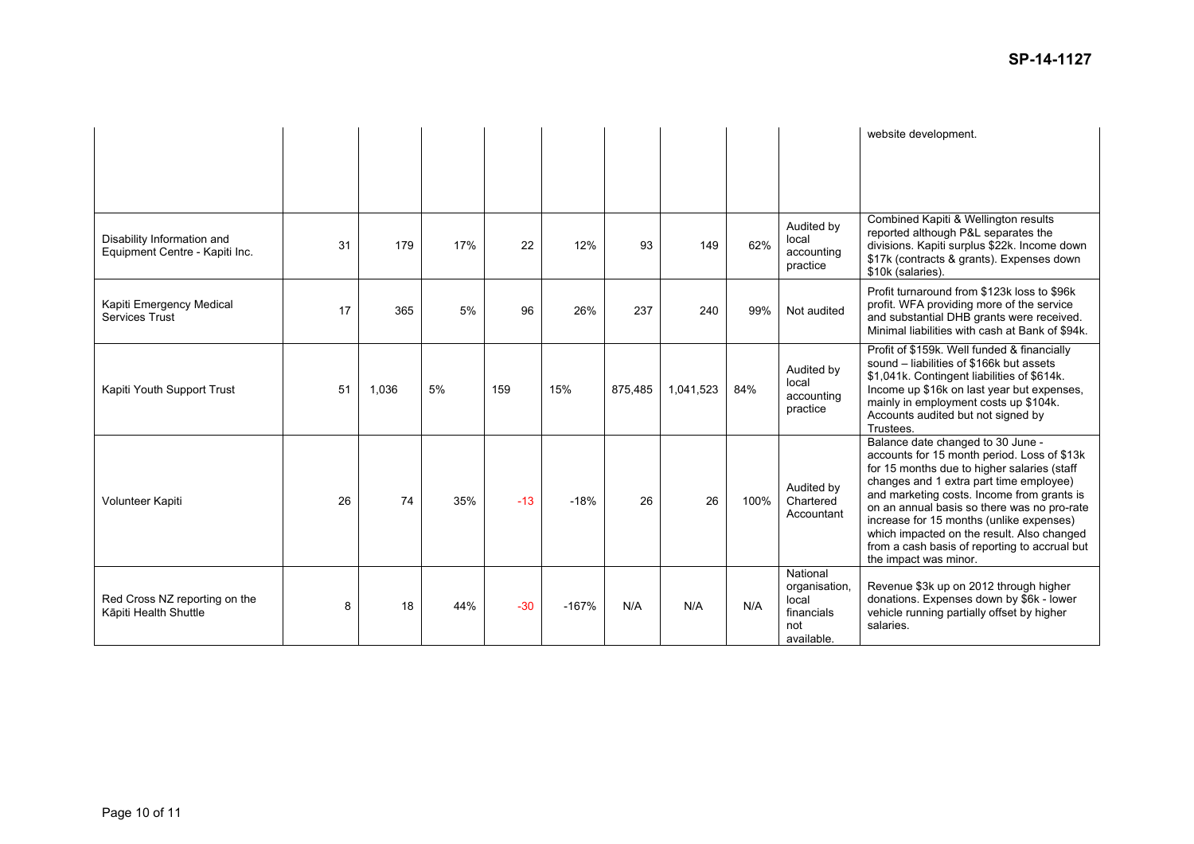SP-14-1127

| | | | | | | | | | | |
|---|---|---|---|---|---|---|---|---|---|---|
| | | | | | | | | | | website development. |
| Disability Information and Equipment Centre - Kapiti Inc. | 31 | 179 | 17% | 22 | 12% | 93 | 149 | 62% | Audited by local accounting practice | Combined Kapiti & Wellington results reported although P&L separates the divisions. Kapiti surplus $22k. Income down $17k (contracts & grants). Expenses down $10k (salaries). |
| Kapiti Emergency Medical Services Trust | 17 | 365 | 5% | 96 | 26% | 237 | 240 | 99% | Not audited | Profit turnaround from $123k loss to $96k profit. WFA providing more of the service and substantial DHB grants were received. Minimal liabilities with cash at Bank of $94k. |
| Kapiti Youth Support Trust | 51 | 1,036 | 5% | 159 | 15% | 875,485 | 1,041,523 | 84% | Audited by local accounting practice | Profit of $159k. Well funded & financially sound – liabilities of $166k but assets $1,041k. Contingent liabilities of $614k. Income up $16k on last year but expenses, mainly in employment costs up $104k. Accounts audited but not signed by Trustees. |
| Volunteer Kapiti | 26 | 74 | 35% | -13 | -18% | 26 | 26 | 100% | Audited by Chartered Accountant | Balance date changed to 30 June - accounts for 15 month period. Loss of $13k for 15 months due to higher salaries (staff changes and 1 extra part time employee) and marketing costs. Income from grants is on an annual basis so there was no pro-rate increase for 15 months (unlike expenses) which impacted on the result. Also changed from a cash basis of reporting to accrual but the impact was minor. |
| Red Cross NZ reporting on the Kāpiti Health Shuttle | 8 | 18 | 44% | -30 | -167% | N/A | N/A | N/A | National organisation, local financials not available. | Revenue $3k up on 2012 through higher donations. Expenses down by $6k - lower vehicle running partially offset by higher salaries. |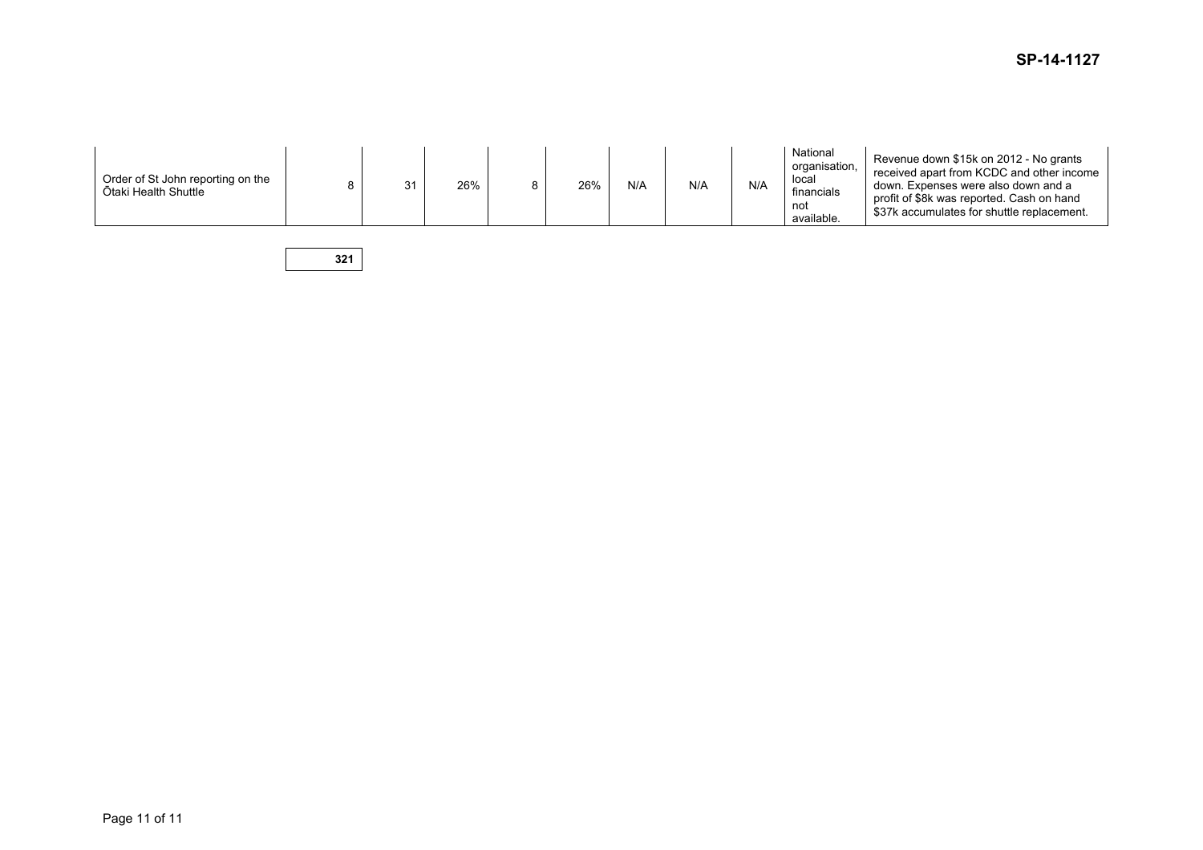| | | | | | | | | | | |
|---|---|---|---|---|---|---|---|---|---|---|
| Order of St John reporting on the Ōtaki Health Shuttle | 8 | 31 | 26% | 8 | 26% | N/A | N/A | N/A | National organisation, local financials not available. | Revenue down $15k on 2012 - No grants received apart from KCDC and other income down. Expenses were also down and a profit of $8k was reported. Cash on hand $37k accumulates for shuttle replacement. |

| |
|---|
| **321** |